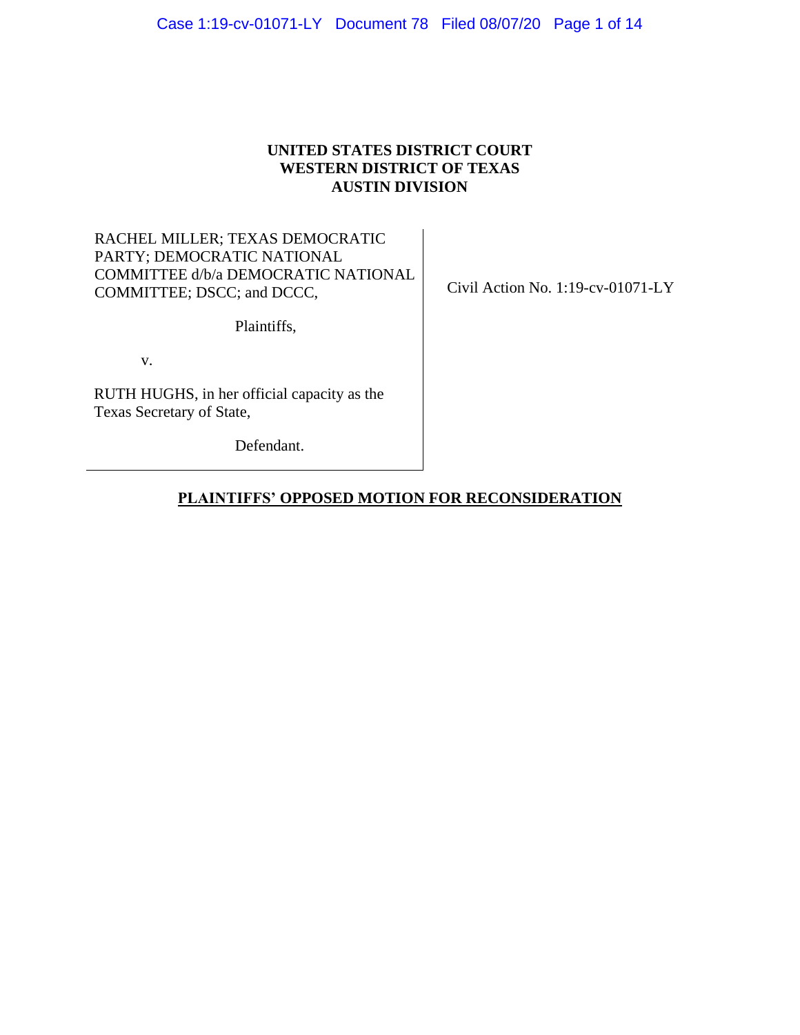**UNITED STATES DISTRICT COURT**
**WESTERN DISTRICT OF TEXAS**
**AUSTIN DIVISION**

RACHEL MILLER; TEXAS DEMOCRATIC PARTY; DEMOCRATIC NATIONAL COMMITTEE d/b/a DEMOCRATIC NATIONAL COMMITTEE; DSCC; and DCCC,

Plaintiffs,

v.

RUTH HUGHS, in her official capacity as the Texas Secretary of State,

Defendant.

Civil Action No. 1:19-cv-01071-LY

**PLAINTIFFS' OPPOSED MOTION FOR RECONSIDERATION**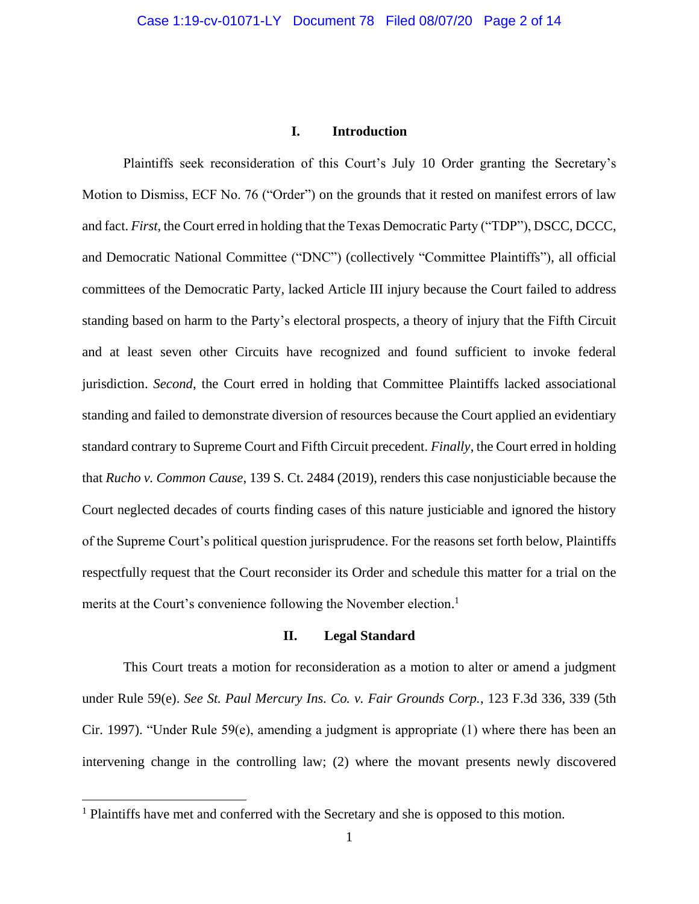## I. Introduction

Plaintiffs seek reconsideration of this Court's July 10 Order granting the Secretary's Motion to Dismiss, ECF No. 76 ("Order") on the grounds that it rested on manifest errors of law and fact. *First*, the Court erred in holding that the Texas Democratic Party ("TDP"), DSCC, DCCC, and Democratic National Committee ("DNC") (collectively "Committee Plaintiffs"), all official committees of the Democratic Party, lacked Article III injury because the Court failed to address standing based on harm to the Party's electoral prospects, a theory of injury that the Fifth Circuit and at least seven other Circuits have recognized and found sufficient to invoke federal jurisdiction. *Second*, the Court erred in holding that Committee Plaintiffs lacked associational standing and failed to demonstrate diversion of resources because the Court applied an evidentiary standard contrary to Supreme Court and Fifth Circuit precedent. *Finally*, the Court erred in holding that *Rucho v. Common Cause*, 139 S. Ct. 2484 (2019), renders this case nonjusticiable because the Court neglected decades of courts finding cases of this nature justiciable and ignored the history of the Supreme Court's political question jurisprudence. For the reasons set forth below, Plaintiffs respectfully request that the Court reconsider its Order and schedule this matter for a trial on the merits at the Court's convenience following the November election.[1]

## II. Legal Standard

This Court treats a motion for reconsideration as a motion to alter or amend a judgment under Rule 59(e). *See St. Paul Mercury Ins. Co. v. Fair Grounds Corp.*, 123 F.3d 336, 339 (5th Cir. 1997). "Under Rule 59(e), amending a judgment is appropriate (1) where there has been an intervening change in the controlling law; (2) where the movant presents newly discovered

[1] Plaintiffs have met and conferred with the Secretary and she is opposed to this motion.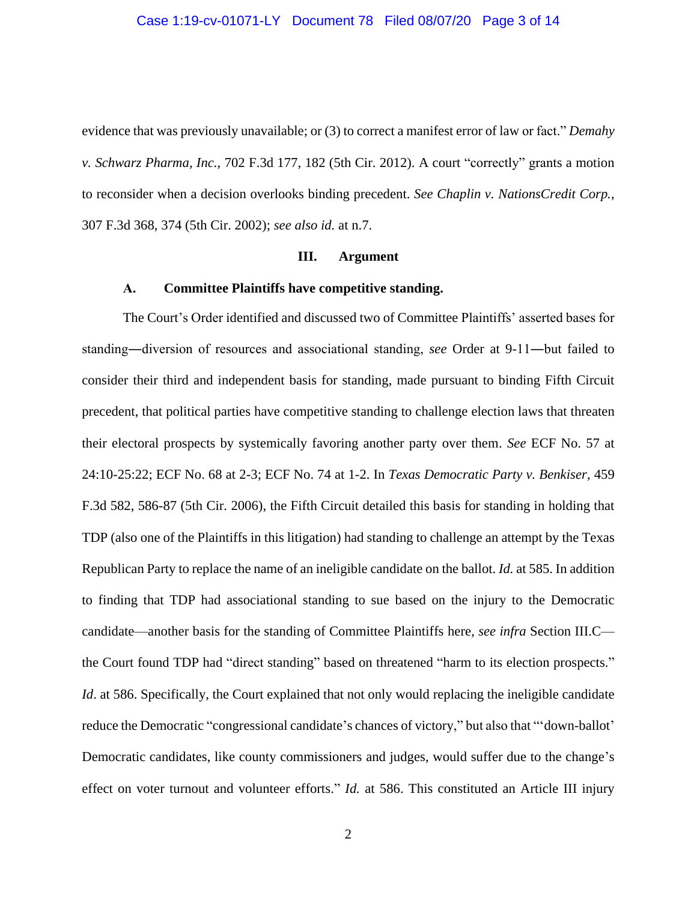evidence that was previously unavailable; or (3) to correct a manifest error of law or fact." *Demahy v. Schwarz Pharma, Inc.*, 702 F.3d 177, 182 (5th Cir. 2012). A court "correctly" grants a motion to reconsider when a decision overlooks binding precedent. *See Chaplin v. NationsCredit Corp.*, 307 F.3d 368, 374 (5th Cir. 2002); *see also id.* at n.7.

## III. Argument

### A. Committee Plaintiffs have competitive standing.

The Court's Order identified and discussed two of Committee Plaintiffs' asserted bases for standing—diversion of resources and associational standing, *see* Order at 9-11—but failed to consider their third and independent basis for standing, made pursuant to binding Fifth Circuit precedent, that political parties have competitive standing to challenge election laws that threaten their electoral prospects by systemically favoring another party over them. *See* ECF No. 57 at 24:10-25:22; ECF No. 68 at 2-3; ECF No. 74 at 1-2. In *Texas Democratic Party v. Benkiser*, 459 F.3d 582, 586-87 (5th Cir. 2006), the Fifth Circuit detailed this basis for standing in holding that TDP (also one of the Plaintiffs in this litigation) had standing to challenge an attempt by the Texas Republican Party to replace the name of an ineligible candidate on the ballot. *Id.* at 585. In addition to finding that TDP had associational standing to sue based on the injury to the Democratic candidate—another basis for the standing of Committee Plaintiffs here, *see infra* Section III.C—the Court found TDP had "direct standing" based on threatened "harm to its election prospects." *Id*. at 586. Specifically, the Court explained that not only would replacing the ineligible candidate reduce the Democratic "congressional candidate's chances of victory," but also that "'down-ballot' Democratic candidates, like county commissioners and judges, would suffer due to the change's effect on voter turnout and volunteer efforts." *Id.* at 586. This constituted an Article III injury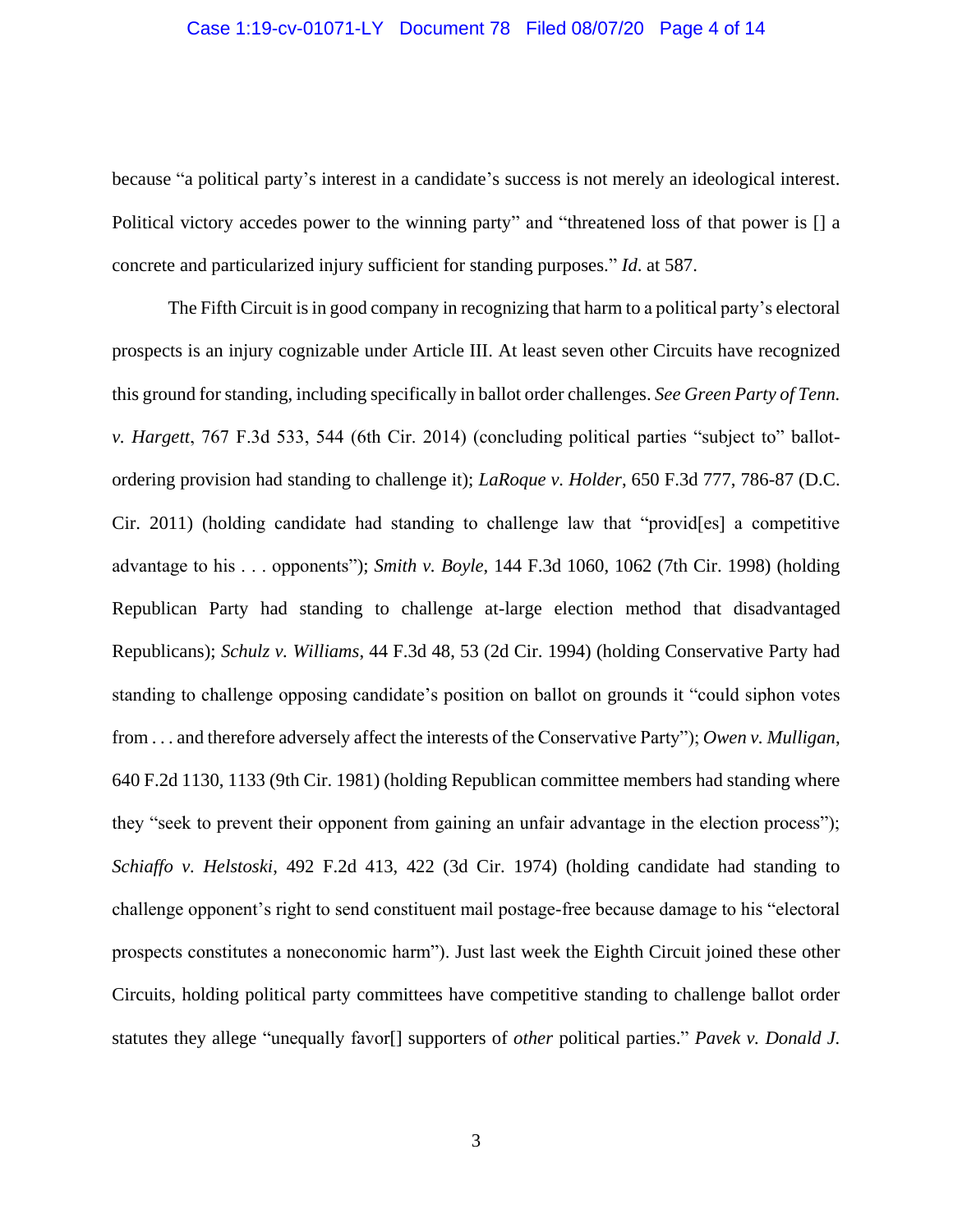because "a political party's interest in a candidate's success is not merely an ideological interest. Political victory accedes power to the winning party" and "threatened loss of that power is [] a concrete and particularized injury sufficient for standing purposes." *Id*. at 587.

The Fifth Circuit is in good company in recognizing that harm to a political party's electoral prospects is an injury cognizable under Article III. At least seven other Circuits have recognized this ground for standing, including specifically in ballot order challenges. *See Green Party of Tenn. v. Hargett*, 767 F.3d 533, 544 (6th Cir. 2014) (concluding political parties "subject to" ballot-ordering provision had standing to challenge it); *LaRoque v. Holder*, 650 F.3d 777, 786-87 (D.C. Cir. 2011) (holding candidate had standing to challenge law that "provid[es] a competitive advantage to his . . . opponents"); *Smith v. Boyle*, 144 F.3d 1060, 1062 (7th Cir. 1998) (holding Republican Party had standing to challenge at-large election method that disadvantaged Republicans); *Schulz v. Williams*, 44 F.3d 48, 53 (2d Cir. 1994) (holding Conservative Party had standing to challenge opposing candidate's position on ballot on grounds it "could siphon votes from . . . and therefore adversely affect the interests of the Conservative Party"); *Owen v. Mulligan*, 640 F.2d 1130, 1133 (9th Cir. 1981) (holding Republican committee members had standing where they "seek to prevent their opponent from gaining an unfair advantage in the election process"); *Schiaffo v. Helstoski*, 492 F.2d 413, 422 (3d Cir. 1974) (holding candidate had standing to challenge opponent's right to send constituent mail postage-free because damage to his "electoral prospects constitutes a noneconomic harm"). Just last week the Eighth Circuit joined these other Circuits, holding political party committees have competitive standing to challenge ballot order statutes they allege "unequally favor[] supporters of *other* political parties." *Pavek v. Donald J.*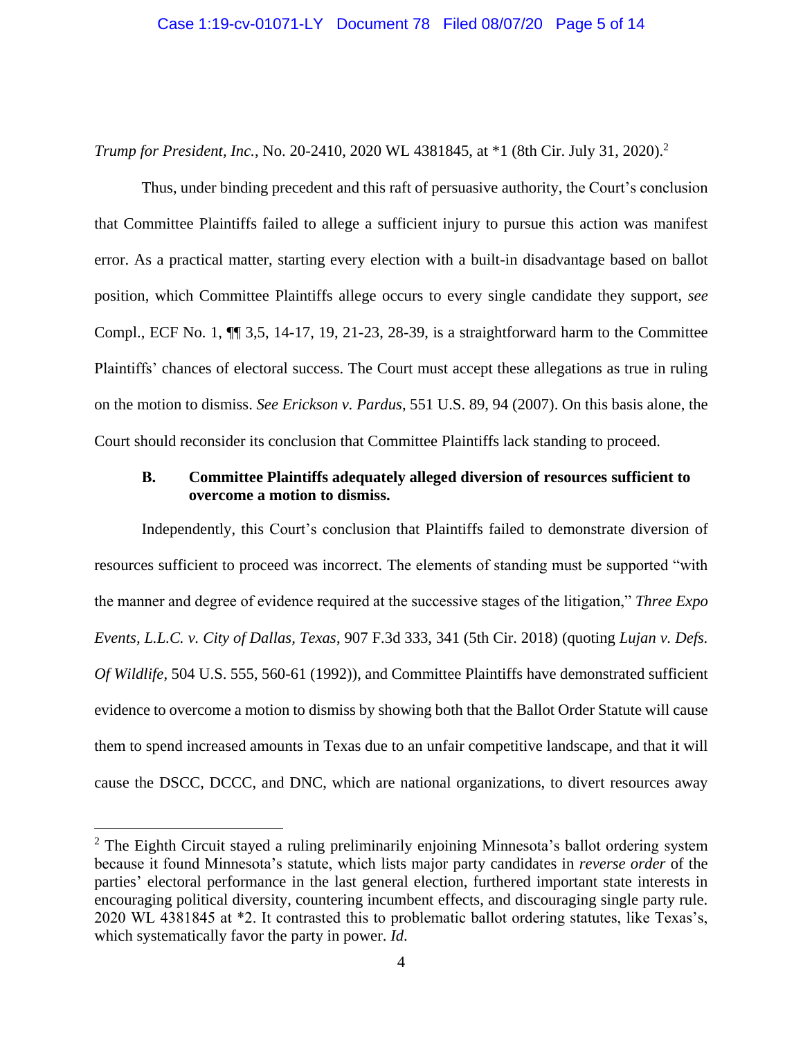*Trump for President, Inc.*, No. 20-2410, 2020 WL 4381845, at *1 (8th Cir. July 31, 2020).[2]

Thus, under binding precedent and this raft of persuasive authority, the Court's conclusion that Committee Plaintiffs failed to allege a sufficient injury to pursue this action was manifest error. As a practical matter, starting every election with a built-in disadvantage based on ballot position, which Committee Plaintiffs allege occurs to every single candidate they support, *see* Compl., ECF No. 1, ¶¶ 3,5, 14-17, 19, 21-23, 28-39, is a straightforward harm to the Committee Plaintiffs' chances of electoral success. The Court must accept these allegations as true in ruling on the motion to dismiss. *See Erickson v. Pardus*, 551 U.S. 89, 94 (2007). On this basis alone, the Court should reconsider its conclusion that Committee Plaintiffs lack standing to proceed.

### B. Committee Plaintiffs adequately alleged diversion of resources sufficient to overcome a motion to dismiss.

Independently, this Court's conclusion that Plaintiffs failed to demonstrate diversion of resources sufficient to proceed was incorrect. The elements of standing must be supported "with the manner and degree of evidence required at the successive stages of the litigation," *Three Expo Events, L.L.C. v. City of Dallas, Texas*, 907 F.3d 333, 341 (5th Cir. 2018) (quoting *Lujan v. Defs. Of Wildlife*, 504 U.S. 555, 560-61 (1992)), and Committee Plaintiffs have demonstrated sufficient evidence to overcome a motion to dismiss by showing both that the Ballot Order Statute will cause them to spend increased amounts in Texas due to an unfair competitive landscape, and that it will cause the DSCC, DCCC, and DNC, which are national organizations, to divert resources away

[2] The Eighth Circuit stayed a ruling preliminarily enjoining Minnesota's ballot ordering system because it found Minnesota's statute, which lists major party candidates in *reverse order* of the parties' electoral performance in the last general election, furthered important state interests in encouraging political diversity, countering incumbent effects, and discouraging single party rule. 2020 WL 4381845 at *2. It contrasted this to problematic ballot ordering statutes, like Texas's, which systematically favor the party in power. *Id.*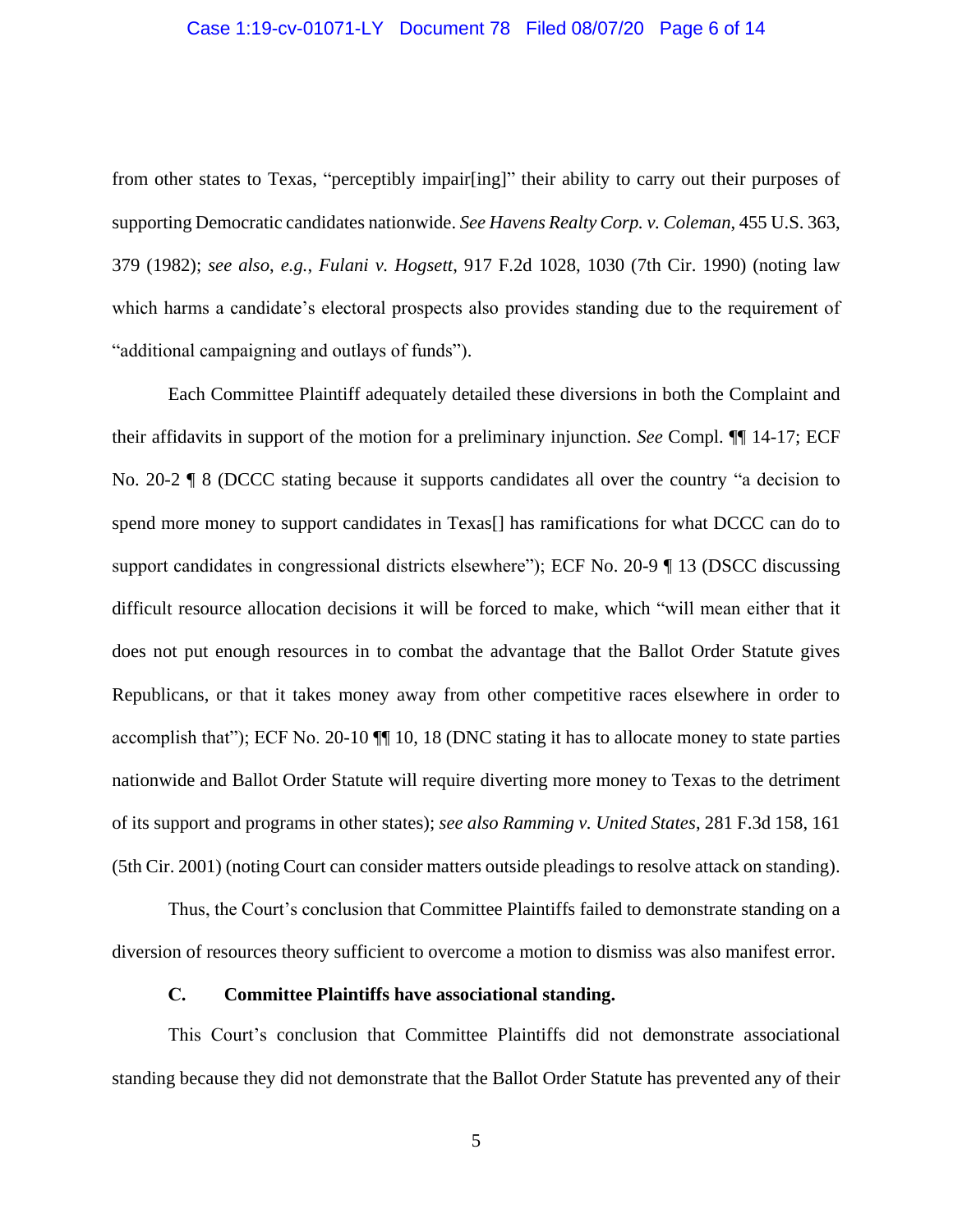from other states to Texas, "perceptibly impair[ing]" their ability to carry out their purposes of supporting Democratic candidates nationwide. *See Havens Realty Corp. v. Coleman*, 455 U.S. 363, 379 (1982); *see also*, *e.g.*, *Fulani v. Hogsett*, 917 F.2d 1028, 1030 (7th Cir. 1990) (noting law which harms a candidate's electoral prospects also provides standing due to the requirement of "additional campaigning and outlays of funds").

Each Committee Plaintiff adequately detailed these diversions in both the Complaint and their affidavits in support of the motion for a preliminary injunction. *See* Compl. ¶¶ 14-17; ECF No. 20-2 ¶ 8 (DCCC stating because it supports candidates all over the country "a decision to spend more money to support candidates in Texas[] has ramifications for what DCCC can do to support candidates in congressional districts elsewhere"); ECF No. 20-9 ¶ 13 (DSCC discussing difficult resource allocation decisions it will be forced to make, which "will mean either that it does not put enough resources in to combat the advantage that the Ballot Order Statute gives Republicans, or that it takes money away from other competitive races elsewhere in order to accomplish that"); ECF No. 20-10 ¶¶ 10, 18 (DNC stating it has to allocate money to state parties nationwide and Ballot Order Statute will require diverting more money to Texas to the detriment of its support and programs in other states); *see also Ramming v. United States*, 281 F.3d 158, 161 (5th Cir. 2001) (noting Court can consider matters outside pleadings to resolve attack on standing).

Thus, the Court's conclusion that Committee Plaintiffs failed to demonstrate standing on a diversion of resources theory sufficient to overcome a motion to dismiss was also manifest error.

### C. Committee Plaintiffs have associational standing.

This Court's conclusion that Committee Plaintiffs did not demonstrate associational standing because they did not demonstrate that the Ballot Order Statute has prevented any of their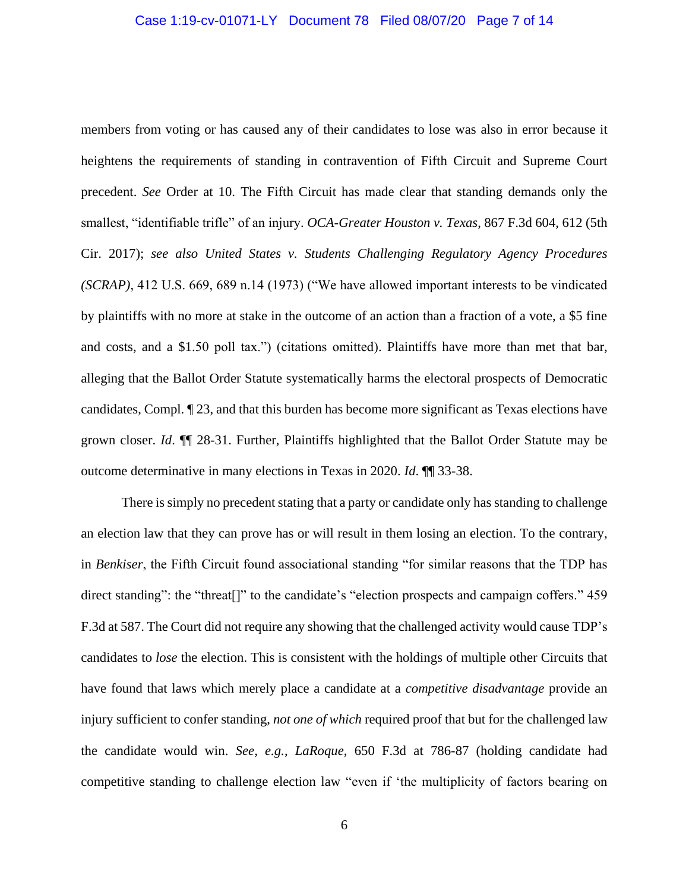members from voting or has caused any of their candidates to lose was also in error because it heightens the requirements of standing in contravention of Fifth Circuit and Supreme Court precedent. *See* Order at 10. The Fifth Circuit has made clear that standing demands only the smallest, "identifiable trifle" of an injury. *OCA-Greater Houston v. Texas*, 867 F.3d 604, 612 (5th Cir. 2017); *see also United States v. Students Challenging Regulatory Agency Procedures (SCRAP)*, 412 U.S. 669, 689 n.14 (1973) ("We have allowed important interests to be vindicated by plaintiffs with no more at stake in the outcome of an action than a fraction of a vote, a $5 fine and costs, and a $1.50 poll tax.") (citations omitted). Plaintiffs have more than met that bar, alleging that the Ballot Order Statute systematically harms the electoral prospects of Democratic candidates, Compl. ¶ 23, and that this burden has become more significant as Texas elections have grown closer. *Id.* ¶¶ 28-31. Further, Plaintiffs highlighted that the Ballot Order Statute may be outcome determinative in many elections in Texas in 2020. *Id.* ¶¶ 33-38.

There is simply no precedent stating that a party or candidate only has standing to challenge an election law that they can prove has or will result in them losing an election. To the contrary, in *Benkiser*, the Fifth Circuit found associational standing "for similar reasons that the TDP has direct standing": the "threat[]" to the candidate's "election prospects and campaign coffers." 459 F.3d at 587. The Court did not require any showing that the challenged activity would cause TDP's candidates to *lose* the election. This is consistent with the holdings of multiple other Circuits that have found that laws which merely place a candidate at a *competitive disadvantage* provide an injury sufficient to confer standing, *not one of which* required proof that but for the challenged law the candidate would win. *See, e.g.*, *LaRoque*, 650 F.3d at 786-87 (holding candidate had competitive standing to challenge election law "even if 'the multiplicity of factors bearing on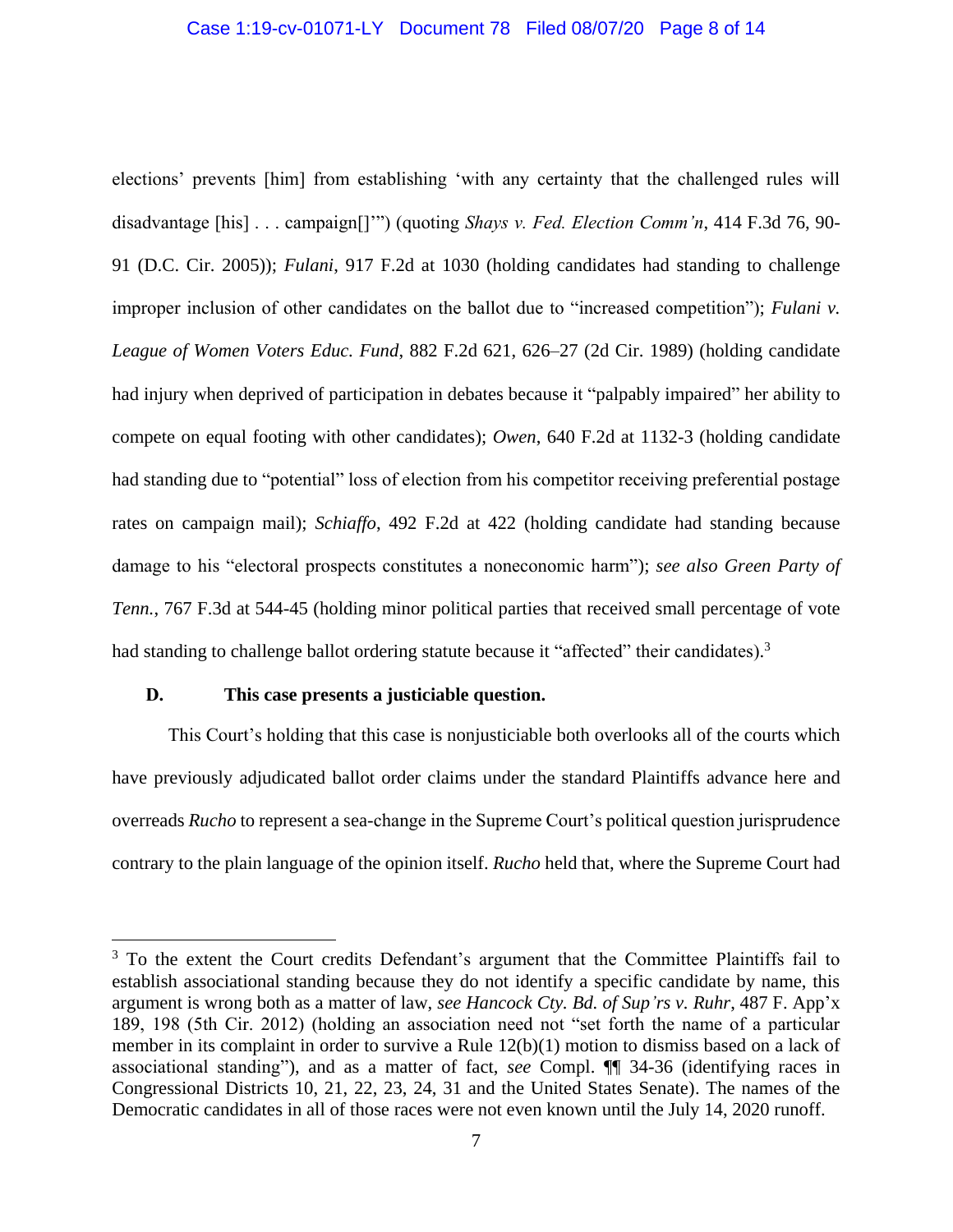elections' prevents [him] from establishing 'with any certainty that the challenged rules will disadvantage [his] . . . campaign[]'") (quoting *Shays v. Fed. Election Comm'n*, 414 F.3d 76, 90-91 (D.C. Cir. 2005)); *Fulani*, 917 F.2d at 1030 (holding candidates had standing to challenge improper inclusion of other candidates on the ballot due to "increased competition"); *Fulani v. League of Women Voters Educ. Fund*, 882 F.2d 621, 626–27 (2d Cir. 1989) (holding candidate had injury when deprived of participation in debates because it "palpably impaired" her ability to compete on equal footing with other candidates); *Owen*, 640 F.2d at 1132-3 (holding candidate had standing due to "potential" loss of election from his competitor receiving preferential postage rates on campaign mail); *Schiaffo*, 492 F.2d at 422 (holding candidate had standing because damage to his "electoral prospects constitutes a noneconomic harm"); *see also Green Party of Tenn.*, 767 F.3d at 544-45 (holding minor political parties that received small percentage of vote had standing to challenge ballot ordering statute because it "affected" their candidates).[3]

### D. This case presents a justiciable question.

This Court's holding that this case is nonjusticiable both overlooks all of the courts which have previously adjudicated ballot order claims under the standard Plaintiffs advance here and overreads *Rucho* to represent a sea-change in the Supreme Court's political question jurisprudence contrary to the plain language of the opinion itself. *Rucho* held that, where the Supreme Court had

[3] To the extent the Court credits Defendant's argument that the Committee Plaintiffs fail to establish associational standing because they do not identify a specific candidate by name, this argument is wrong both as a matter of law, *see Hancock Cty. Bd. of Sup'rs v. Ruhr*, 487 F. App'x 189, 198 (5th Cir. 2012) (holding an association need not "set forth the name of a particular member in its complaint in order to survive a Rule 12(b)(1) motion to dismiss based on a lack of associational standing"), and as a matter of fact, *see* Compl. ¶¶ 34-36 (identifying races in Congressional Districts 10, 21, 22, 23, 24, 31 and the United States Senate). The names of the Democratic candidates in all of those races were not even known until the July 14, 2020 runoff.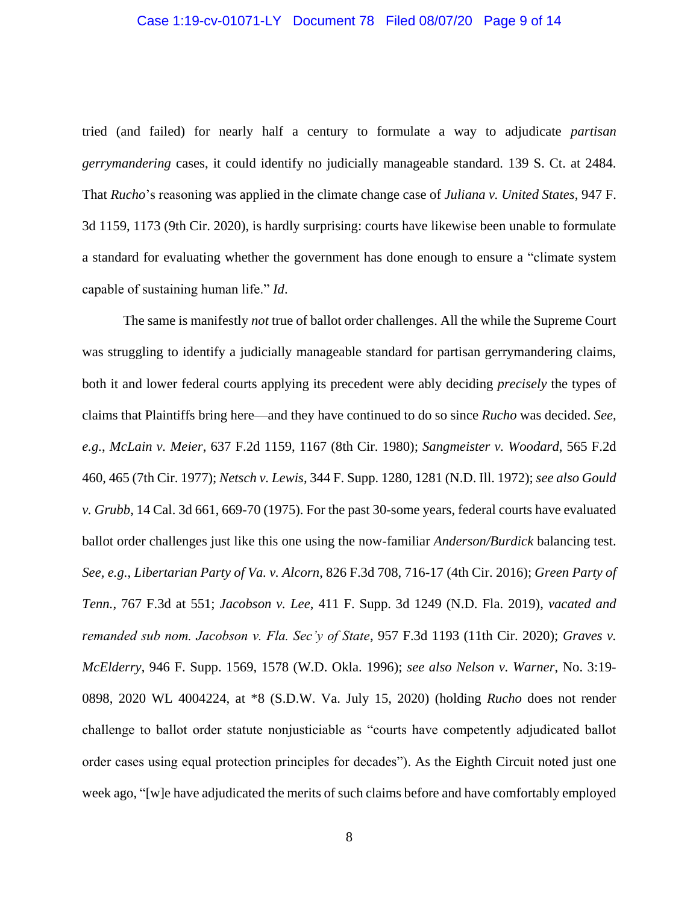tried (and failed) for nearly half a century to formulate a way to adjudicate *partisan gerrymandering* cases, it could identify no judicially manageable standard. 139 S. Ct. at 2484. That *Rucho*'s reasoning was applied in the climate change case of *Juliana v. United States*, 947 F. 3d 1159, 1173 (9th Cir. 2020), is hardly surprising: courts have likewise been unable to formulate a standard for evaluating whether the government has done enough to ensure a "climate system capable of sustaining human life." *Id*.

The same is manifestly *not* true of ballot order challenges. All the while the Supreme Court was struggling to identify a judicially manageable standard for partisan gerrymandering claims, both it and lower federal courts applying its precedent were ably deciding *precisely* the types of claims that Plaintiffs bring here—and they have continued to do so since *Rucho* was decided. *See, e.g.*, *McLain v. Meier*, 637 F.2d 1159, 1167 (8th Cir. 1980); *Sangmeister v. Woodard*, 565 F.2d 460, 465 (7th Cir. 1977); *Netsch v. Lewis*, 344 F. Supp. 1280, 1281 (N.D. Ill. 1972); *see also Gould v. Grubb*, 14 Cal. 3d 661, 669-70 (1975). For the past 30-some years, federal courts have evaluated ballot order challenges just like this one using the now-familiar *Anderson/Burdick* balancing test. *See, e.g.*, *Libertarian Party of Va. v. Alcorn*, 826 F.3d 708, 716-17 (4th Cir. 2016); *Green Party of Tenn.*, 767 F.3d at 551; *Jacobson v. Lee*, 411 F. Supp. 3d 1249 (N.D. Fla. 2019), *vacated and remanded sub nom. Jacobson v. Fla. Sec'y of State*, 957 F.3d 1193 (11th Cir. 2020); *Graves v. McElderry*, 946 F. Supp. 1569, 1578 (W.D. Okla. 1996); *see also Nelson v. Warner*, No. 3:19-0898, 2020 WL 4004224, at *8 (S.D.W. Va. July 15, 2020) (holding *Rucho* does not render challenge to ballot order statute nonjusticiable as "courts have competently adjudicated ballot order cases using equal protection principles for decades"). As the Eighth Circuit noted just one week ago, "[w]e have adjudicated the merits of such claims before and have comfortably employed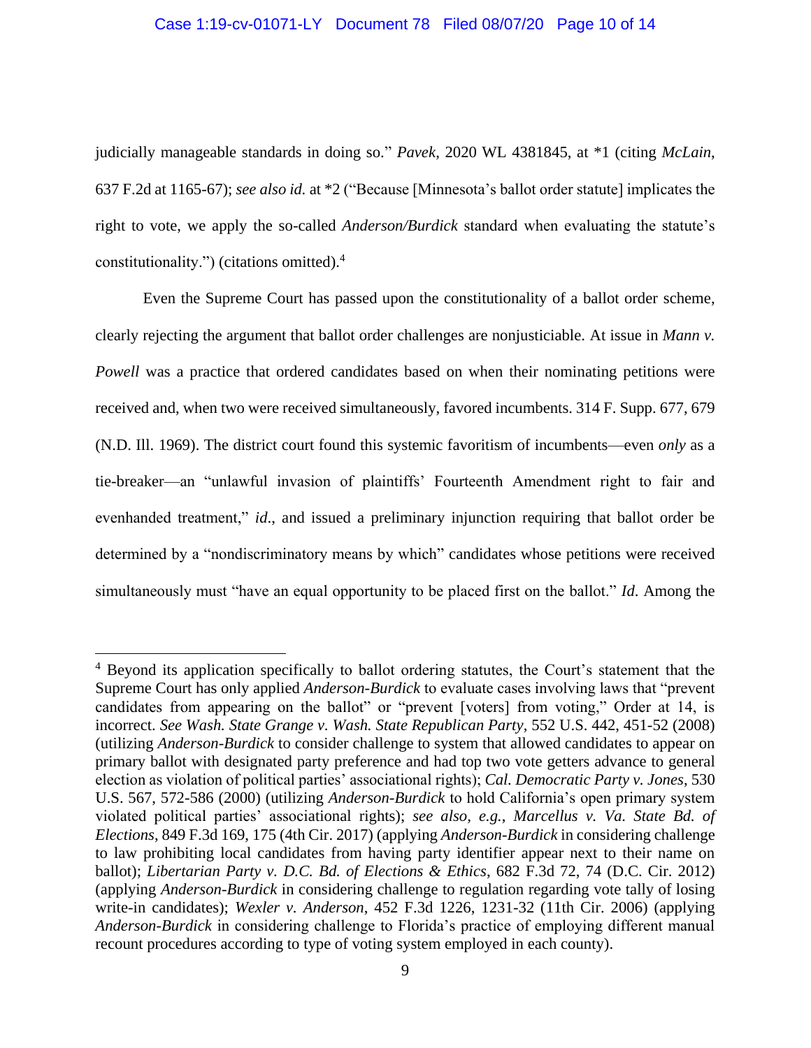judicially manageable standards in doing so." *Pavek*, 2020 WL 4381845, at *1 (citing *McLain*, 637 F.2d at 1165-67); *see also id.* at *2 ("Because [Minnesota's ballot order statute] implicates the right to vote, we apply the so-called *Anderson/Burdick* standard when evaluating the statute's constitutionality.") (citations omitted).[4]

Even the Supreme Court has passed upon the constitutionality of a ballot order scheme, clearly rejecting the argument that ballot order challenges are nonjusticiable. At issue in *Mann v. Powell* was a practice that ordered candidates based on when their nominating petitions were received and, when two were received simultaneously, favored incumbents. 314 F. Supp. 677, 679 (N.D. Ill. 1969). The district court found this systemic favoritism of incumbents—even *only* as a tie-breaker—an "unlawful invasion of plaintiffs' Fourteenth Amendment right to fair and evenhanded treatment," *id*., and issued a preliminary injunction requiring that ballot order be determined by a "nondiscriminatory means by which" candidates whose petitions were received simultaneously must "have an equal opportunity to be placed first on the ballot." *Id.* Among the

---

[4] Beyond its application specifically to ballot ordering statutes, the Court's statement that the Supreme Court has only applied *Anderson-Burdick* to evaluate cases involving laws that "prevent candidates from appearing on the ballot" or "prevent [voters] from voting," Order at 14, is incorrect. *See Wash. State Grange v. Wash. State Republican Party*, 552 U.S. 442, 451-52 (2008) (utilizing *Anderson-Burdick* to consider challenge to system that allowed candidates to appear on primary ballot with designated party preference and had top two vote getters advance to general election as violation of political parties' associational rights); *Cal. Democratic Party v. Jones*, 530 U.S. 567, 572-586 (2000) (utilizing *Anderson-Burdick* to hold California's open primary system violated political parties' associational rights); *see also, e.g.*, *Marcellus v. Va. State Bd. of Elections*, 849 F.3d 169, 175 (4th Cir. 2017) (applying *Anderson-Burdick* in considering challenge to law prohibiting local candidates from having party identifier appear next to their name on ballot); *Libertarian Party v. D.C. Bd. of Elections & Ethics*, 682 F.3d 72, 74 (D.C. Cir. 2012) (applying *Anderson-Burdick* in considering challenge to regulation regarding vote tally of losing write-in candidates); *Wexler v. Anderson*, 452 F.3d 1226, 1231-32 (11th Cir. 2006) (applying *Anderson-Burdick* in considering challenge to Florida's practice of employing different manual recount procedures according to type of voting system employed in each county).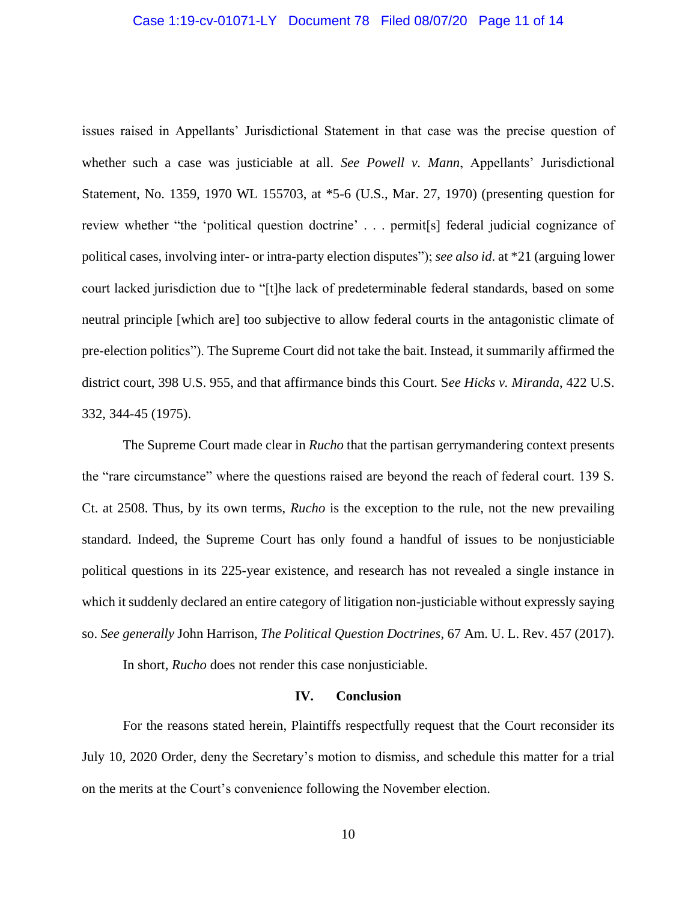issues raised in Appellants' Jurisdictional Statement in that case was the precise question of whether such a case was justiciable at all. *See Powell v. Mann*, Appellants' Jurisdictional Statement, No. 1359, 1970 WL 155703, at *5-6 (U.S., Mar. 27, 1970) (presenting question for review whether "the 'political question doctrine' . . . permit[s] federal judicial cognizance of political cases, involving inter- or intra-party election disputes"); *see also id*. at *21 (arguing lower court lacked jurisdiction due to "[t]he lack of predeterminable federal standards, based on some neutral principle [which are] too subjective to allow federal courts in the antagonistic climate of pre-election politics"). The Supreme Court did not take the bait. Instead, it summarily affirmed the district court, 398 U.S. 955, and that affirmance binds this Court. S*ee Hicks v. Miranda*, 422 U.S. 332, 344-45 (1975).

The Supreme Court made clear in *Rucho* that the partisan gerrymandering context presents the "rare circumstance" where the questions raised are beyond the reach of federal court. 139 S. Ct. at 2508. Thus, by its own terms, *Rucho* is the exception to the rule, not the new prevailing standard. Indeed, the Supreme Court has only found a handful of issues to be nonjusticiable political questions in its 225-year existence, and research has not revealed a single instance in which it suddenly declared an entire category of litigation non-justiciable without expressly saying so. *See generally* John Harrison, *The Political Question Doctrines*, 67 Am. U. L. Rev. 457 (2017).

In short, *Rucho* does not render this case nonjusticiable.

## IV. Conclusion

For the reasons stated herein, Plaintiffs respectfully request that the Court reconsider its July 10, 2020 Order, deny the Secretary's motion to dismiss, and schedule this matter for a trial on the merits at the Court's convenience following the November election.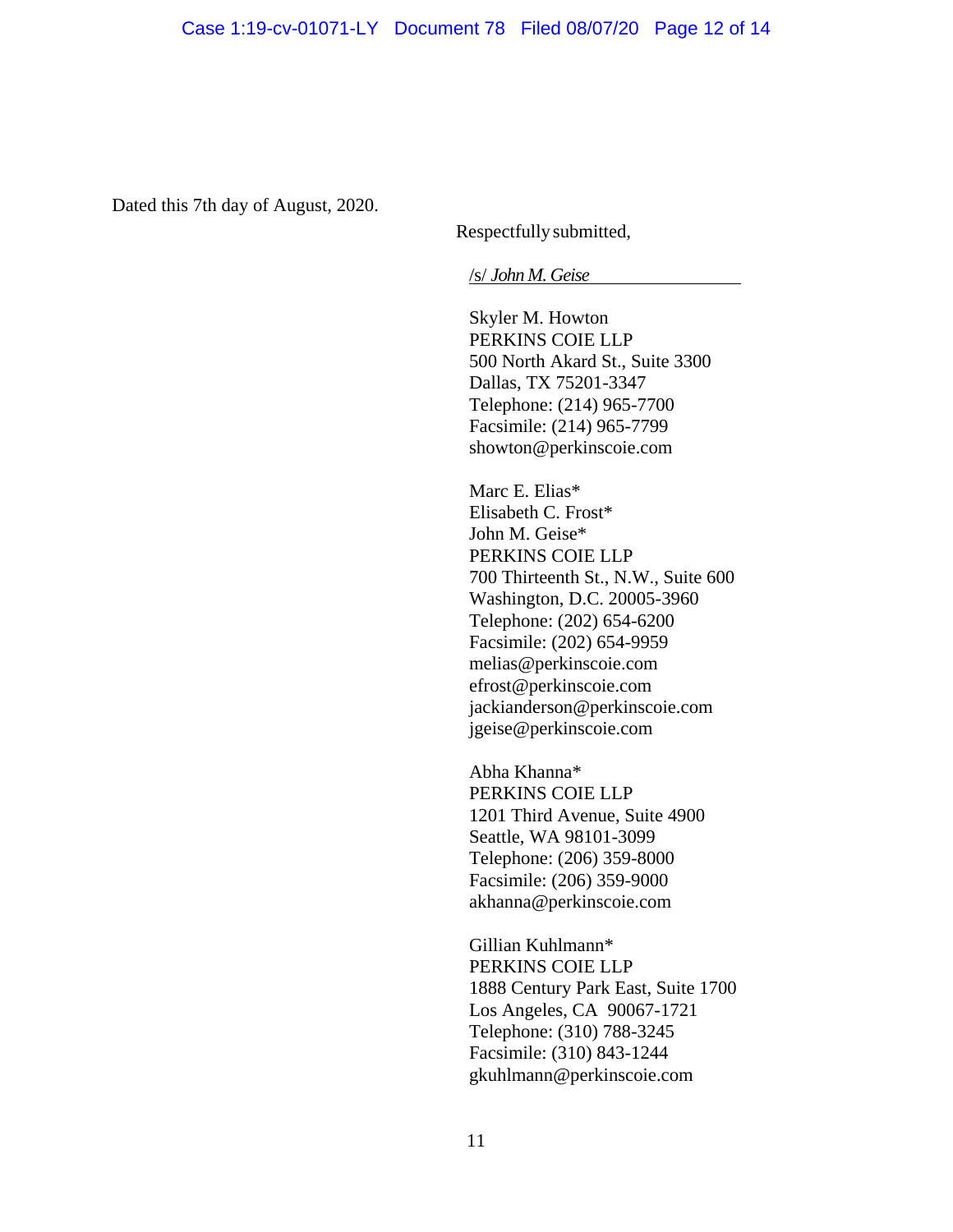Dated this 7th day of August, 2020.

Respectfully submitted,

/s/ *John M. Geise*

Skyler M. Howton
PERKINS COIE LLP
500 North Akard St., Suite 3300
Dallas, TX 75201-3347
Telephone: (214) 965-7700
Facsimile: (214) 965-7799
showton@perkinscoie.com

Marc E. Elias*
Elisabeth C. Frost*
John M. Geise*
PERKINS COIE LLP
700 Thirteenth St., N.W., Suite 600
Washington, D.C. 20005-3960
Telephone: (202) 654-6200
Facsimile: (202) 654-9959
melias@perkinscoie.com
efrost@perkinscoie.com
jackianderson@perkinscoie.com
jgeise@perkinscoie.com

Abha Khanna*
PERKINS COIE LLP
1201 Third Avenue, Suite 4900
Seattle, WA 98101-3099
Telephone: (206) 359-8000
Facsimile: (206) 359-9000
akhanna@perkinscoie.com

Gillian Kuhlmann*
PERKINS COIE LLP
1888 Century Park East, Suite 1700
Los Angeles, CA 90067-1721
Telephone: (310) 788-3245
Facsimile: (310) 843-1244
gkuhlmann@perkinscoie.com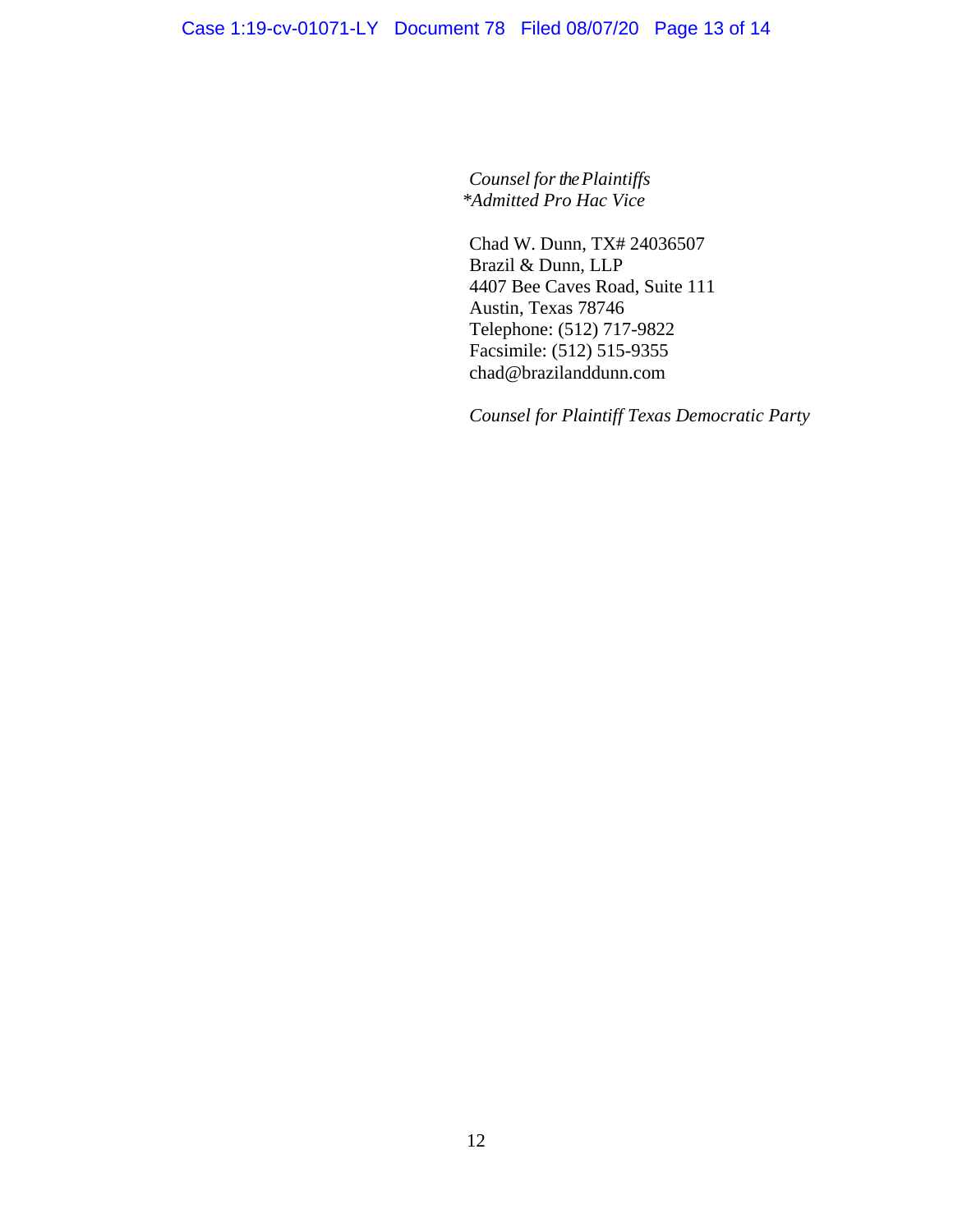*Counsel for the Plaintiffs*
**Admitted Pro Hac Vice*

Chad W. Dunn, TX# 24036507
Brazil & Dunn, LLP
4407 Bee Caves Road, Suite 111
Austin, Texas 78746
Telephone: (512) 717-9822
Facsimile: (512) 515-9355
chad@brazilanddunn.com

*Counsel for Plaintiff Texas Democratic Party*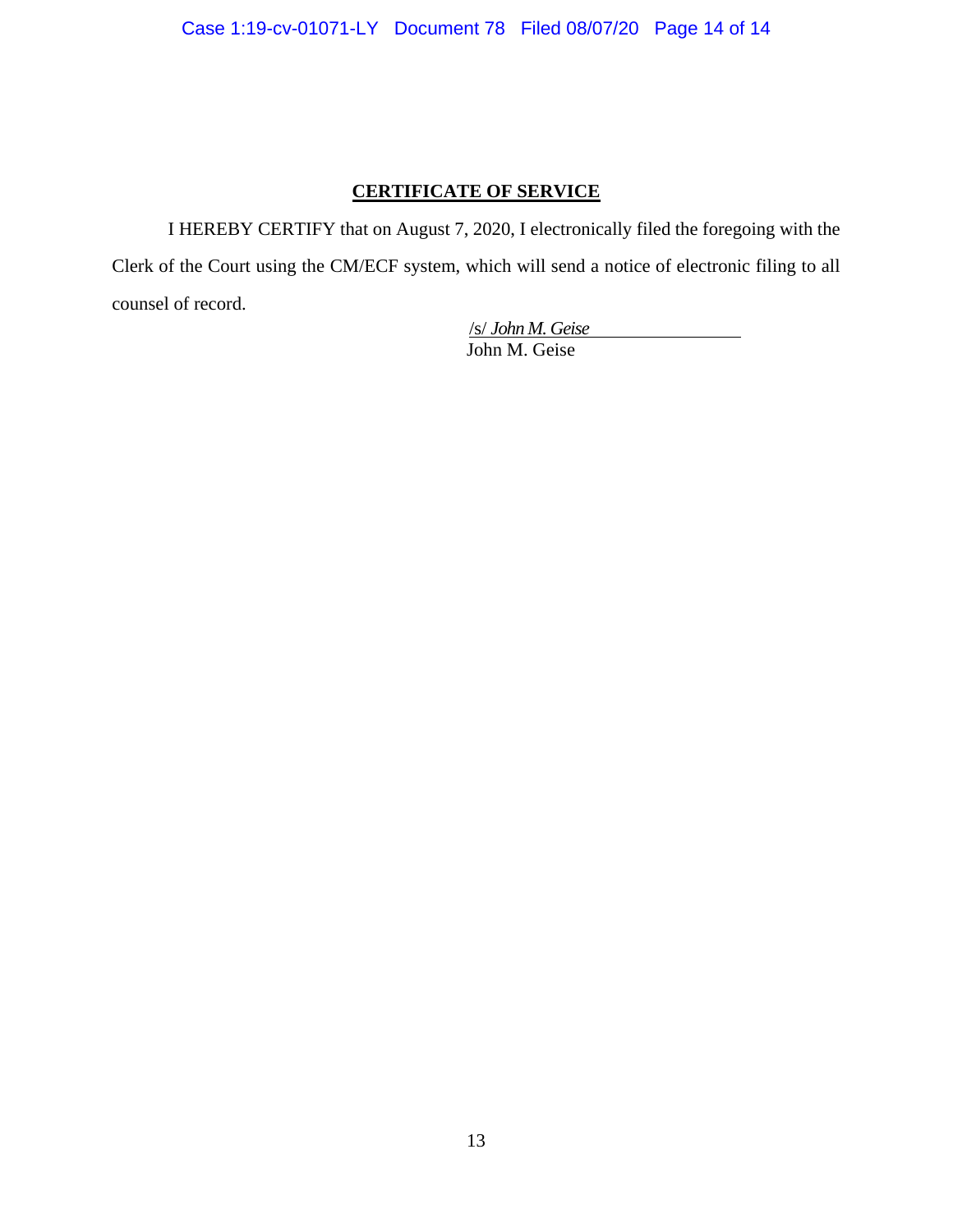**CERTIFICATE OF SERVICE**

I HEREBY CERTIFY that on August 7, 2020, I electronically filed the foregoing with the Clerk of the Court using the CM/ECF system, which will send a notice of electronic filing to all counsel of record.

/s/ *John M. Geise*
John M. Geise